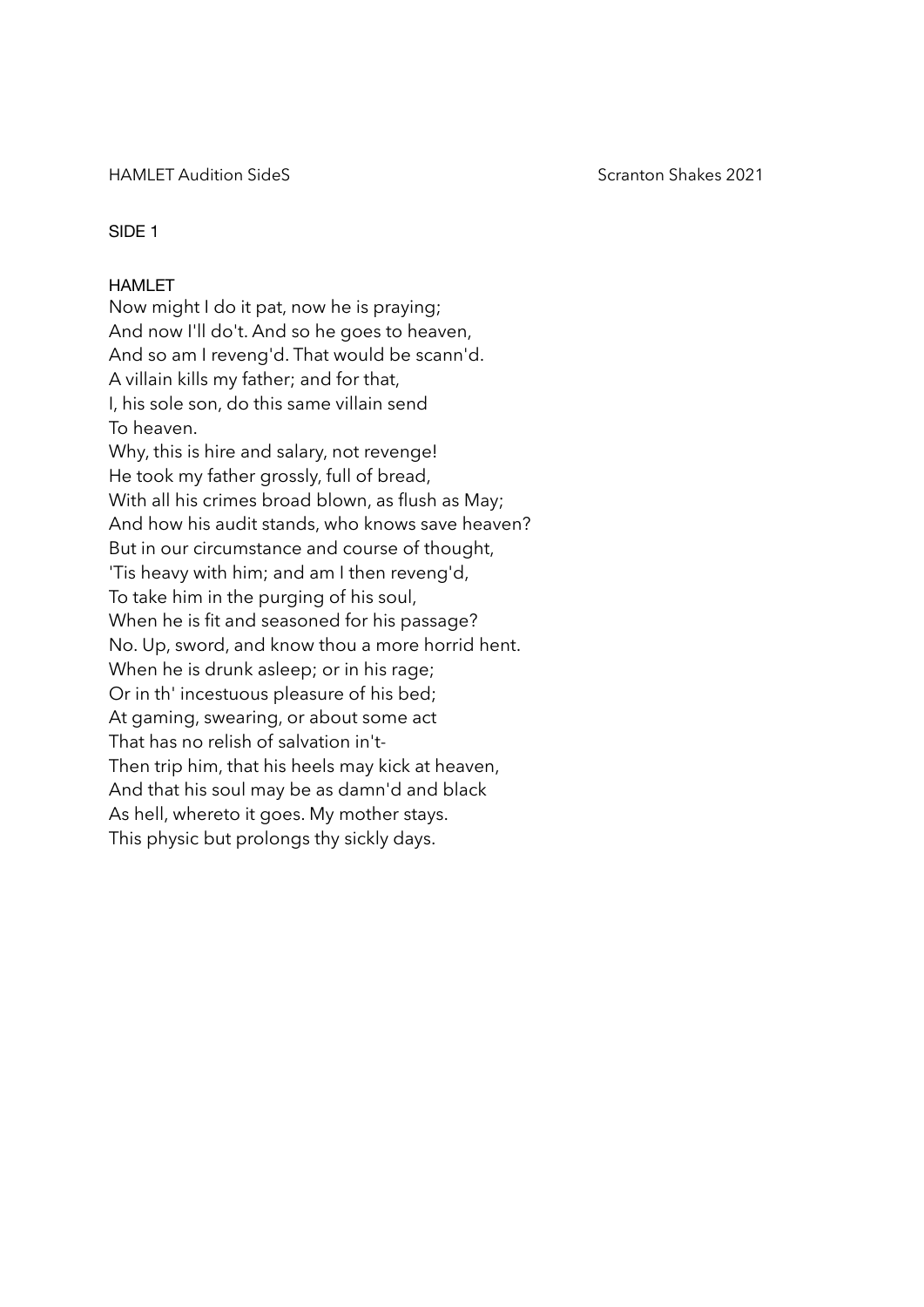## SIDE 1

### HAMLET

Now might I do it pat, now he is praying;
And now I'll do't. And so he goes to heaven,
And so am I reveng'd. That would be scann'd.
A villain kills my father; and for that,
I, his sole son, do this same villain send
To heaven.
Why, this is hire and salary, not revenge!
He took my father grossly, full of bread,
With all his crimes broad blown, as flush as May;
And how his audit stands, who knows save heaven?
But in our circumstance and course of thought,
'Tis heavy with him; and am I then reveng'd,
To take him in the purging of his soul,
When he is fit and seasoned for his passage?
No. Up, sword, and know thou a more horrid hent.
When he is drunk asleep; or in his rage;
Or in th' incestuous pleasure of his bed;
At gaming, swearing, or about some act
That has no relish of salvation in't-
Then trip him, that his heels may kick at heaven,
And that his soul may be as damn'd and black
As hell, whereto it goes. My mother stays.
This physic but prolongs thy sickly days.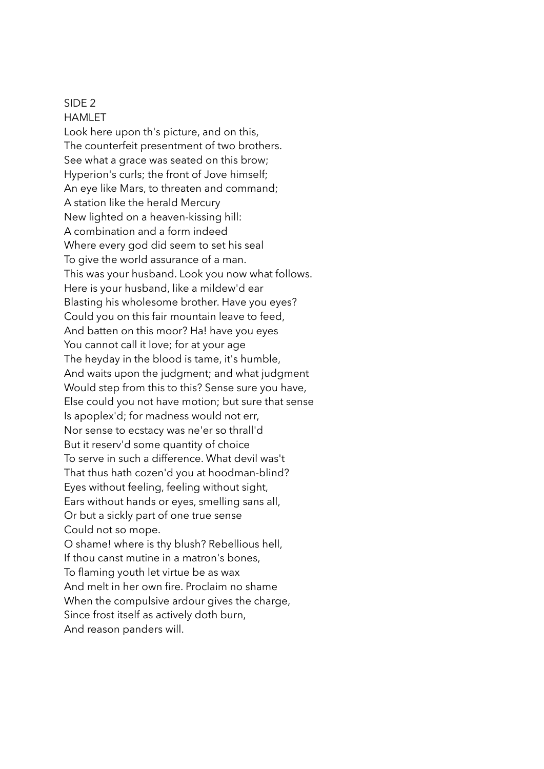SIDE 2

HAMLET

Look here upon th's picture, and on this,  
The counterfeit presentment of two brothers.  
See what a grace was seated on this brow;  
Hyperion's curls; the front of Jove himself;  
An eye like Mars, to threaten and command;  
A station like the herald Mercury  
New lighted on a heaven-kissing hill:  
A combination and a form indeed  
Where every god did seem to set his seal  
To give the world assurance of a man.  
This was your husband. Look you now what follows.  
Here is your husband, like a mildew'd ear  
Blasting his wholesome brother. Have you eyes?  
Could you on this fair mountain leave to feed,  
And batten on this moor? Ha! have you eyes  
You cannot call it love; for at your age  
The heyday in the blood is tame, it's humble,  
And waits upon the judgment; and what judgment  
Would step from this to this? Sense sure you have,  
Else could you not have motion; but sure that sense  
Is apoplex'd; for madness would not err,  
Nor sense to ecstacy was ne'er so thrall'd  
But it reserv'd some quantity of choice  
To serve in such a difference. What devil was't  
That thus hath cozen'd you at hoodman-blind?  
Eyes without feeling, feeling without sight,  
Ears without hands or eyes, smelling sans all,  
Or but a sickly part of one true sense  
Could not so mope.  
O shame! where is thy blush? Rebellious hell,  
If thou canst mutine in a matron's bones,  
To flaming youth let virtue be as wax  
And melt in her own fire. Proclaim no shame  
When the compulsive ardour gives the charge,  
Since frost itself as actively doth burn,  
And reason panders will.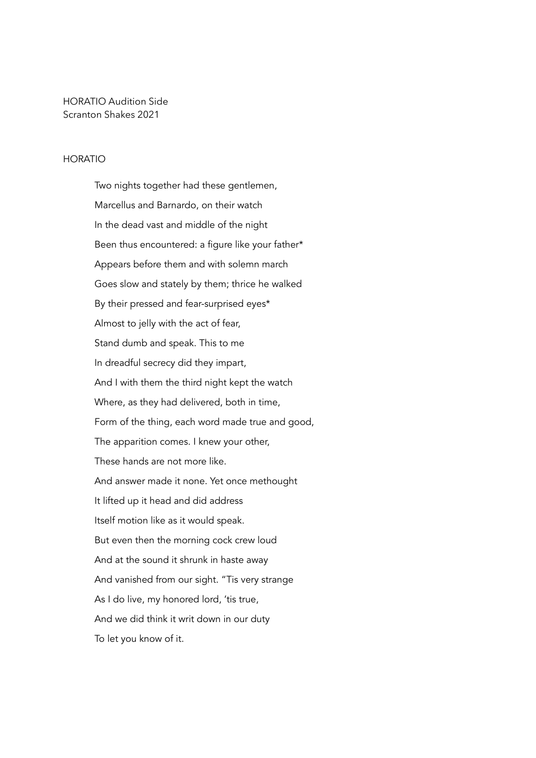HORATIO Audition Side
Scranton Shakes 2021

HORATIO

Two nights together had these gentlemen,
Marcellus and Barnardo, on their watch
In the dead vast and middle of the night
Been thus encountered: a figure like your father*
Appears before them and with solemn march
Goes slow and stately by them; thrice he walked
By their pressed and fear-surprised eyes*
Almost to jelly with the act of fear,
Stand dumb and speak. This to me
In dreadful secrecy did they impart,
And I with them the third night kept the watch
Where, as they had delivered, both in time,
Form of the thing, each word made true and good,
The apparition comes. I knew your other,
These hands are not more like.
And answer made it none. Yet once methought
It lifted up it head and did address
Itself motion like as it would speak.
But even then the morning cock crew loud
And at the sound it shrunk in haste away
And vanished from our sight. "Tis very strange
As I do live, my honored lord, 'tis true,
And we did think it writ down in our duty
To let you know of it.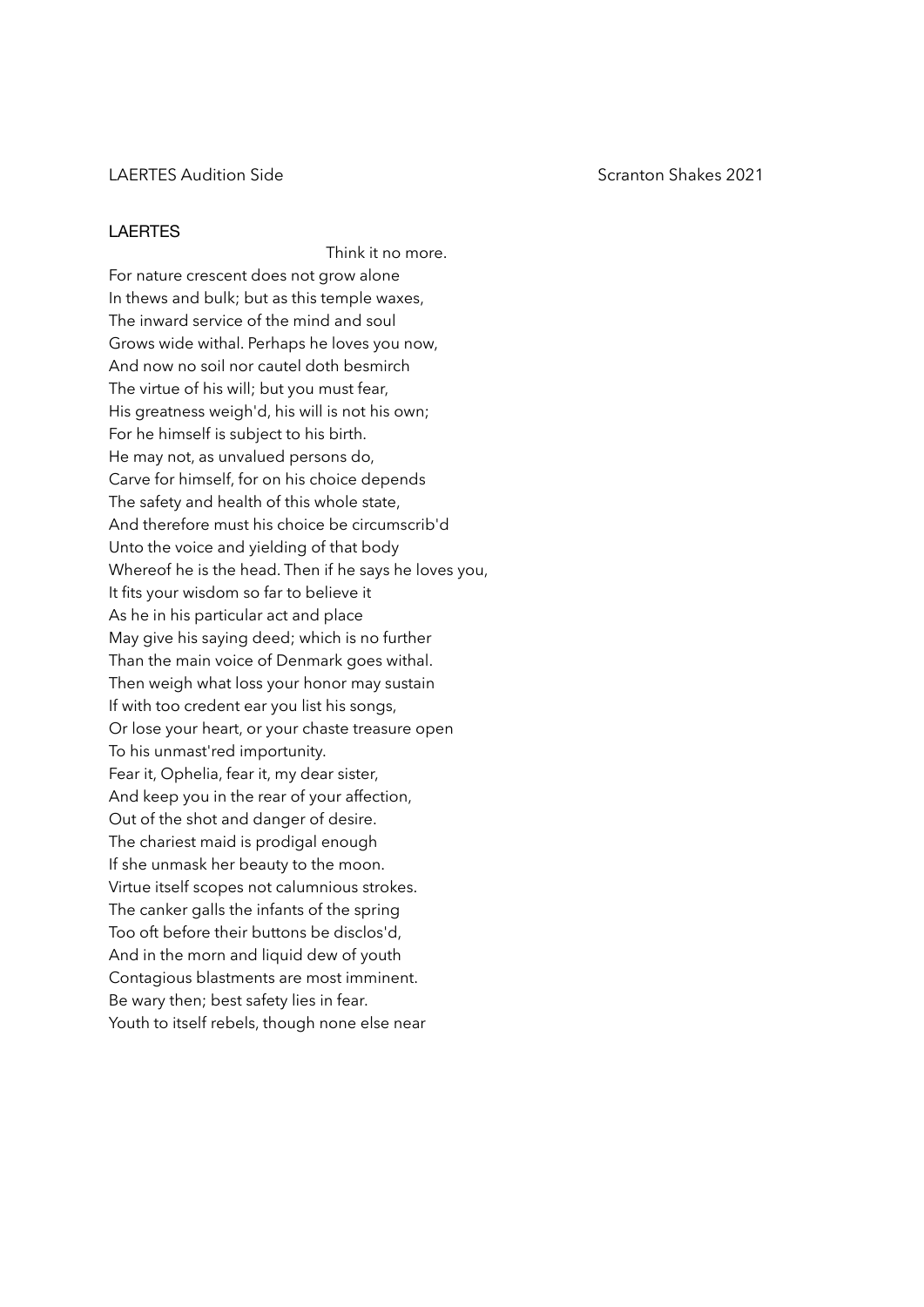LAERTES Audition Side Scranton Shakes 2021

LAERTES

Think it no more.

For nature crescent does not grow alone
In thews and bulk; but as this temple waxes,
The inward service of the mind and soul
Grows wide withal. Perhaps he loves you now,
And now no soil nor cautel doth besmirch
The virtue of his will; but you must fear,
His greatness weigh'd, his will is not his own;
For he himself is subject to his birth.
He may not, as unvalued persons do,
Carve for himself, for on his choice depends
The safety and health of this whole state,
And therefore must his choice be circumscrib'd
Unto the voice and yielding of that body
Whereof he is the head. Then if he says he loves you,
It fits your wisdom so far to believe it
As he in his particular act and place
May give his saying deed; which is no further
Than the main voice of Denmark goes withal.
Then weigh what loss your honor may sustain
If with too credent ear you list his songs,
Or lose your heart, or your chaste treasure open
To his unmast'red importunity.
Fear it, Ophelia, fear it, my dear sister,
And keep you in the rear of your affection,
Out of the shot and danger of desire.
The chariest maid is prodigal enough
If she unmask her beauty to the moon.
Virtue itself scopes not calumnious strokes.
The canker galls the infants of the spring
Too oft before their buttons be disclos'd,
And in the morn and liquid dew of youth
Contagious blastments are most imminent.
Be wary then; best safety lies in fear.
Youth to itself rebels, though none else near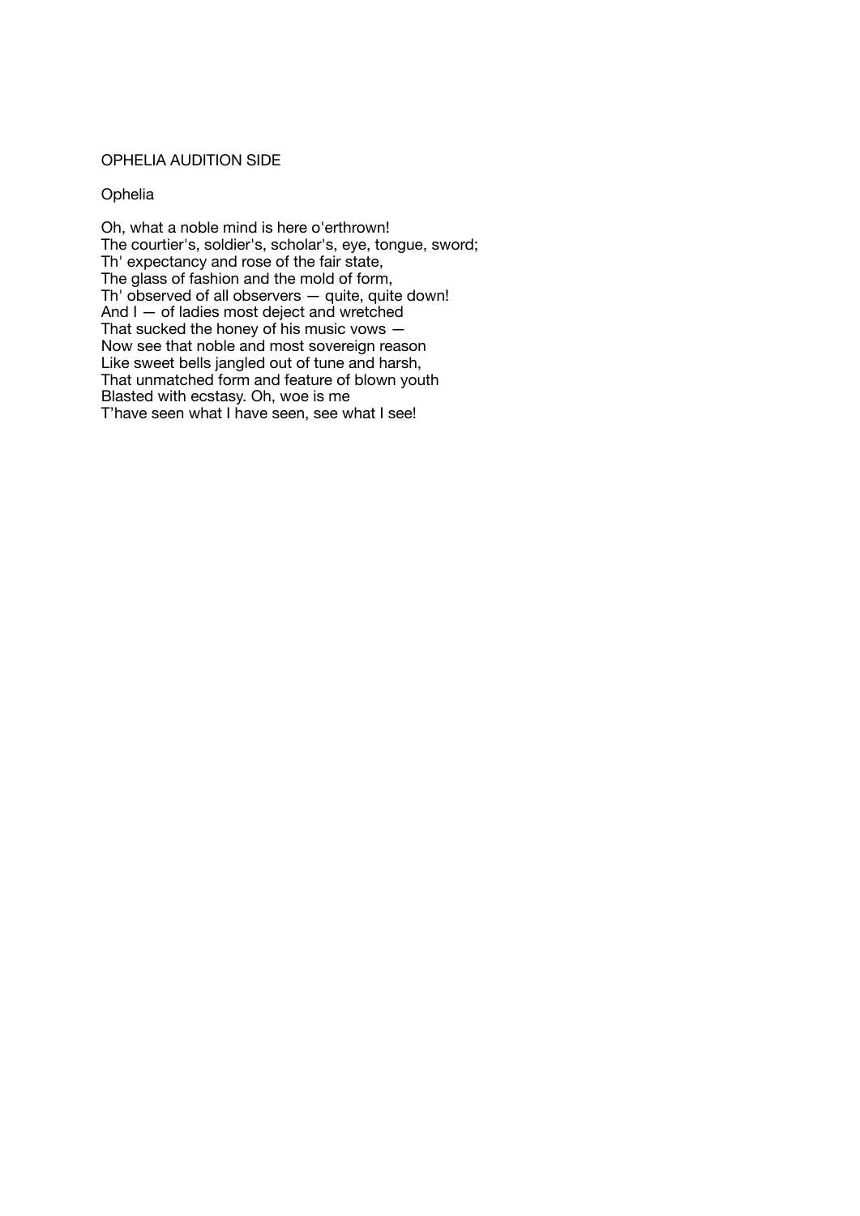OPHELIA AUDITION SIDE

Ophelia

Oh, what a noble mind is here o'erthrown!
The courtier's, soldier's, scholar's, eye, tongue, sword;
Th' expectancy and rose of the fair state,
The glass of fashion and the mold of form,
Th' observed of all observers — quite, quite down!
And I — of ladies most deject and wretched
That sucked the honey of his music vows —
Now see that noble and most sovereign reason
Like sweet bells jangled out of tune and harsh,
That unmatched form and feature of blown youth
Blasted with ecstasy. Oh, woe is me
T'have seen what I have seen, see what I see!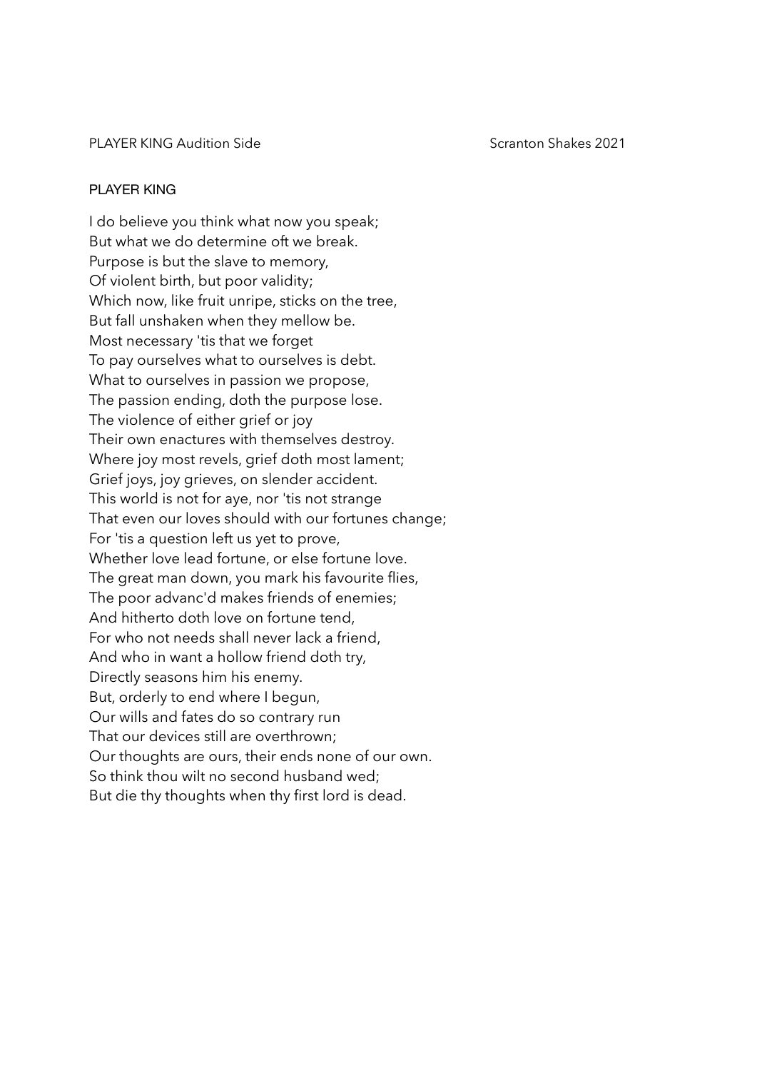PLAYER KING Audition Side Scranton Shakes 2021

## PLAYER KING

I do believe you think what now you speak;  
But what we do determine oft we break.  
Purpose is but the slave to memory,  
Of violent birth, but poor validity;  
Which now, like fruit unripe, sticks on the tree,  
But fall unshaken when they mellow be.  
Most necessary 'tis that we forget  
To pay ourselves what to ourselves is debt.  
What to ourselves in passion we propose,  
The passion ending, doth the purpose lose.  
The violence of either grief or joy  
Their own enactures with themselves destroy.  
Where joy most revels, grief doth most lament;  
Grief joys, joy grieves, on slender accident.  
This world is not for aye, nor 'tis not strange  
That even our loves should with our fortunes change;  
For 'tis a question left us yet to prove,  
Whether love lead fortune, or else fortune love.  
The great man down, you mark his favourite flies,  
The poor advanc'd makes friends of enemies;  
And hitherto doth love on fortune tend,  
For who not needs shall never lack a friend,  
And who in want a hollow friend doth try,  
Directly seasons him his enemy.  
But, orderly to end where I begun,  
Our wills and fates do so contrary run  
That our devices still are overthrown;  
Our thoughts are ours, their ends none of our own.  
So think thou wilt no second husband wed;  
But die thy thoughts when thy first lord is dead.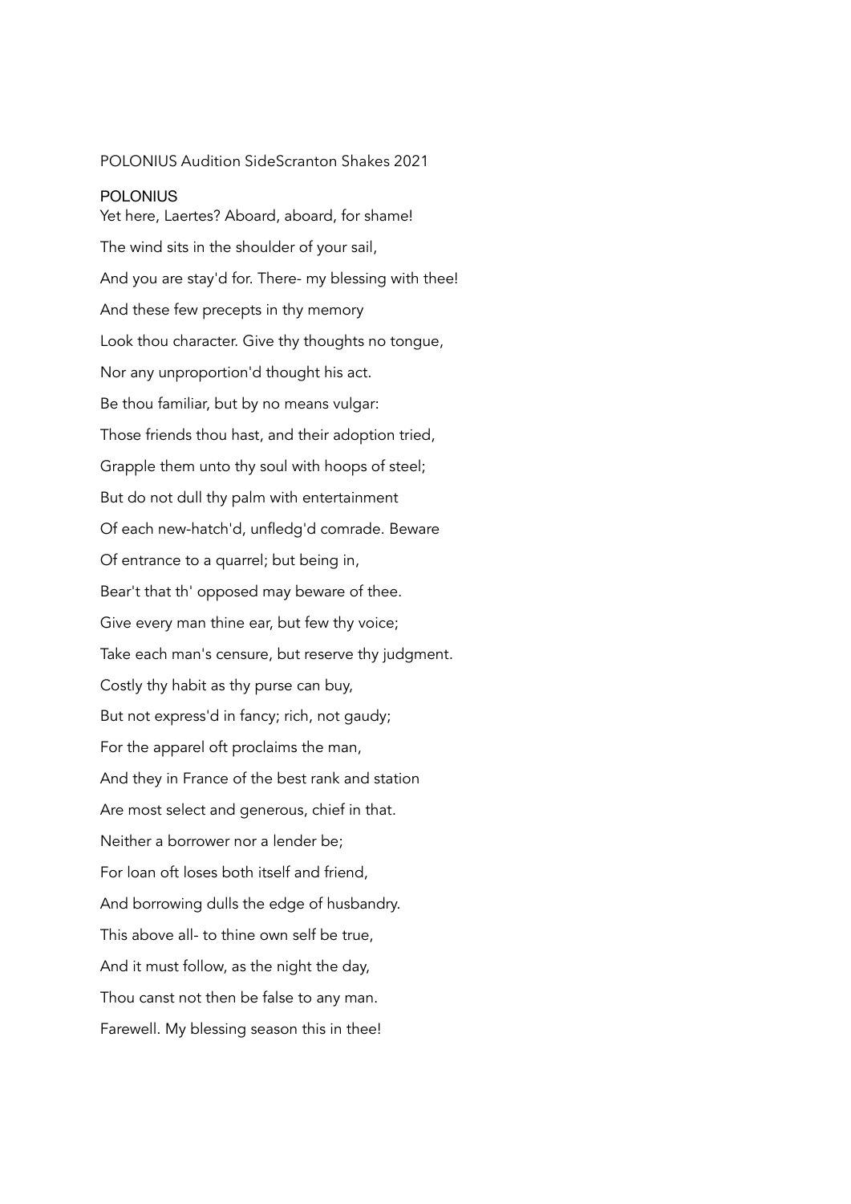POLONIUS Audition SideScranton Shakes 2021

**POLONIUS**

Yet here, Laertes? Aboard, aboard, for shame!  
The wind sits in the shoulder of your sail,  
And you are stay'd for. There- my blessing with thee!  
And these few precepts in thy memory  
Look thou character. Give thy thoughts no tongue,  
Nor any unproportion'd thought his act.  
Be thou familiar, but by no means vulgar:  
Those friends thou hast, and their adoption tried,  
Grapple them unto thy soul with hoops of steel;  
But do not dull thy palm with entertainment  
Of each new-hatch'd, unfledg'd comrade. Beware  
Of entrance to a quarrel; but being in,  
Bear't that th' opposed may beware of thee.  
Give every man thine ear, but few thy voice;  
Take each man's censure, but reserve thy judgment.  
Costly thy habit as thy purse can buy,  
But not express'd in fancy; rich, not gaudy;  
For the apparel oft proclaims the man,  
And they in France of the best rank and station  
Are most select and generous, chief in that.  
Neither a borrower nor a lender be;  
For loan oft loses both itself and friend,  
And borrowing dulls the edge of husbandry.  
This above all- to thine own self be true,  
And it must follow, as the night the day,  
Thou canst not then be false to any man.  
Farewell. My blessing season this in thee!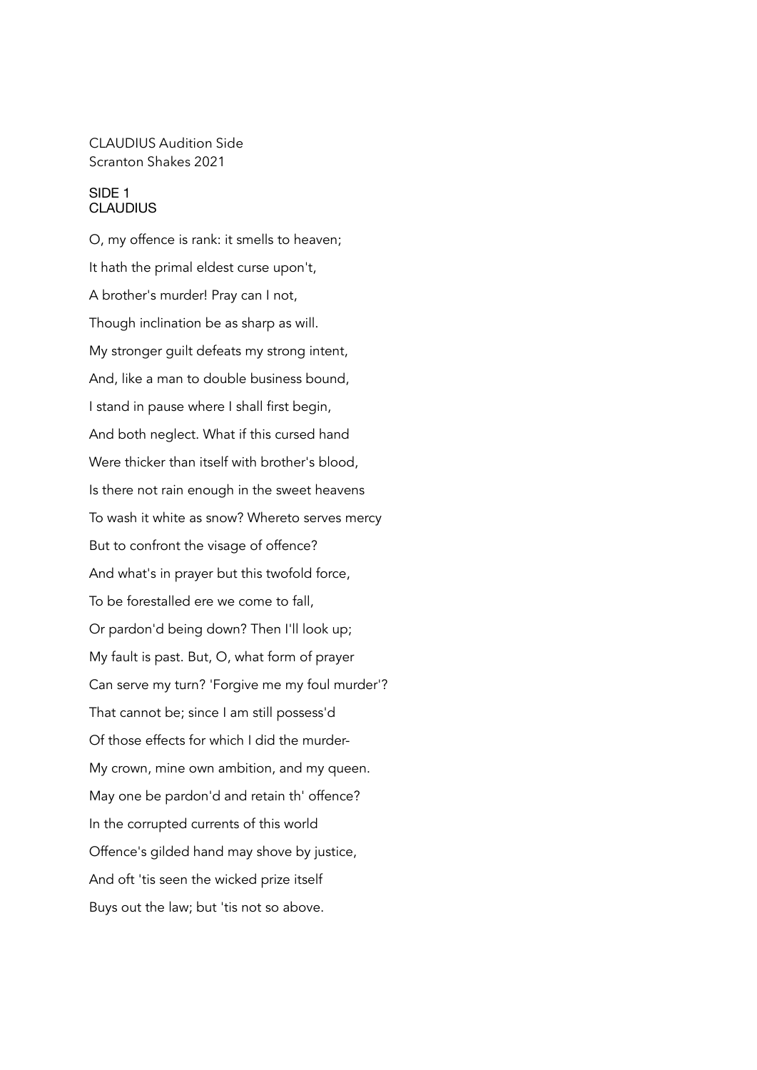CLAUDIUS Audition Side
Scranton Shakes 2021

SIDE 1
CLAUDIUS

O, my offence is rank: it smells to heaven;

It hath the primal eldest curse upon't,

A brother's murder! Pray can I not,

Though inclination be as sharp as will.

My stronger guilt defeats my strong intent,

And, like a man to double business bound,

I stand in pause where I shall first begin,

And both neglect. What if this cursed hand

Were thicker than itself with brother's blood,

Is there not rain enough in the sweet heavens

To wash it white as snow? Whereto serves mercy

But to confront the visage of offence?

And what's in prayer but this twofold force,

To be forestalled ere we come to fall,

Or pardon'd being down? Then I'll look up;

My fault is past. But, O, what form of prayer

Can serve my turn? 'Forgive me my foul murder'?

That cannot be; since I am still possess'd

Of those effects for which I did the murder-

My crown, mine own ambition, and my queen.

May one be pardon'd and retain th' offence?

In the corrupted currents of this world

Offence's gilded hand may shove by justice,

And oft 'tis seen the wicked prize itself

Buys out the law; but 'tis not so above.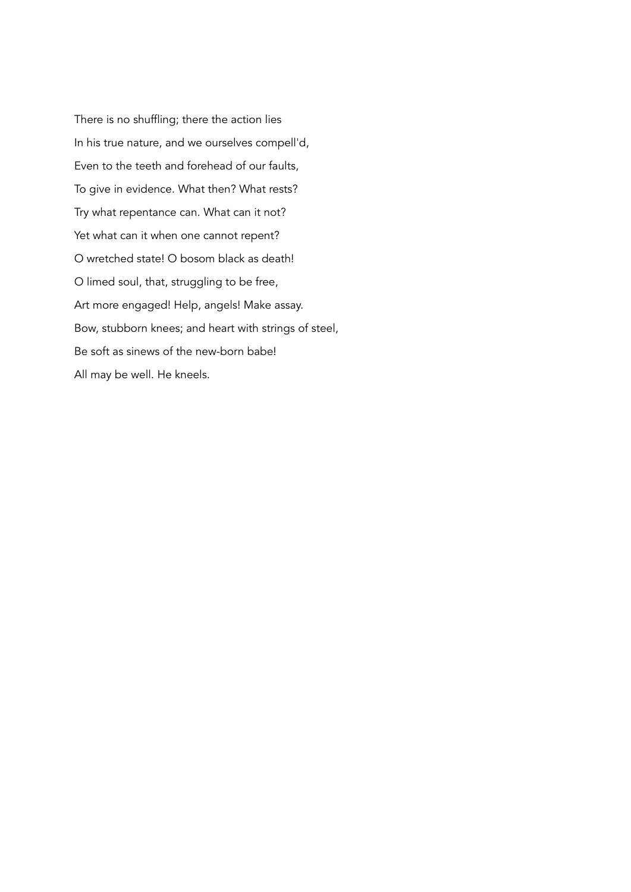There is no shuffling; there the action lies

In his true nature, and we ourselves compell'd,

Even to the teeth and forehead of our faults,

To give in evidence. What then? What rests?

Try what repentance can. What can it not?

Yet what can it when one cannot repent?

O wretched state! O bosom black as death!

O limed soul, that, struggling to be free,

Art more engaged! Help, angels! Make assay.

Bow, stubborn knees; and heart with strings of steel,

Be soft as sinews of the new-born babe!

All may be well. He kneels.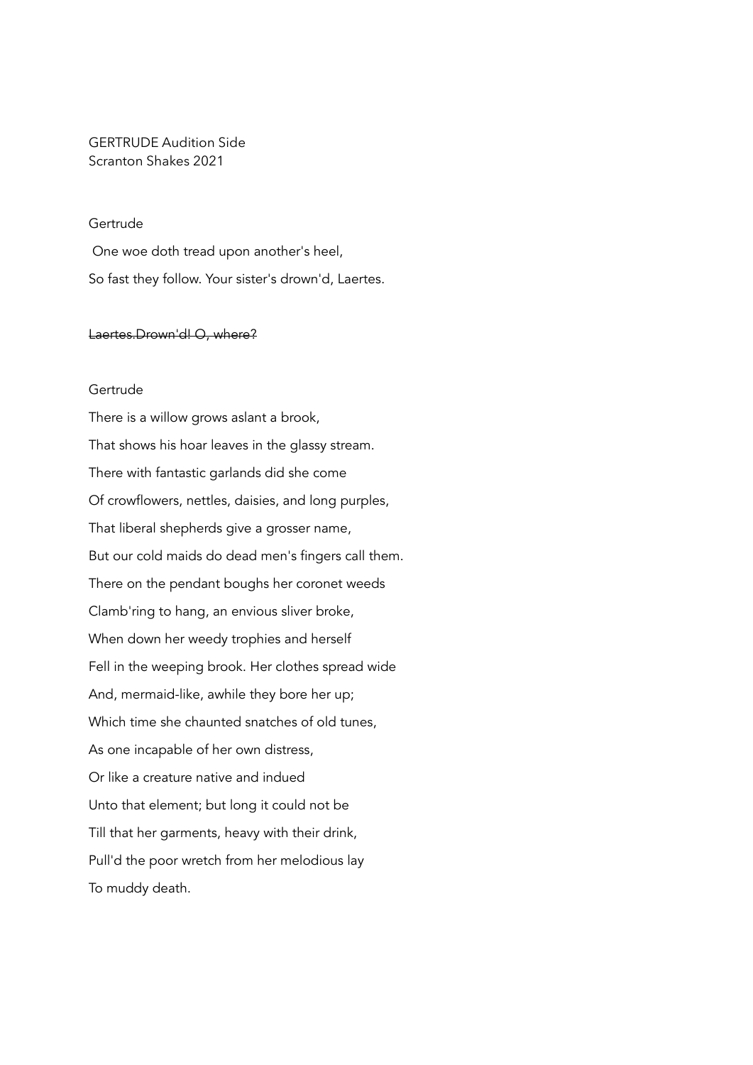GERTRUDE Audition Side
Scranton Shakes 2021

Gertrude

One woe doth tread upon another's heel,
So fast they follow. Your sister's drown'd, Laertes.

~~Laertes.Drown'd! O, where?~~

Gertrude

There is a willow grows aslant a brook,
That shows his hoar leaves in the glassy stream.
There with fantastic garlands did she come
Of crowflowers, nettles, daisies, and long purples,
That liberal shepherds give a grosser name,
But our cold maids do dead men's fingers call them.
There on the pendant boughs her coronet weeds
Clamb'ring to hang, an envious sliver broke,
When down her weedy trophies and herself
Fell in the weeping brook. Her clothes spread wide
And, mermaid-like, awhile they bore her up;
Which time she chaunted snatches of old tunes,
As one incapable of her own distress,
Or like a creature native and indued
Unto that element; but long it could not be
Till that her garments, heavy with their drink,
Pull'd the poor wretch from her melodious lay
To muddy death.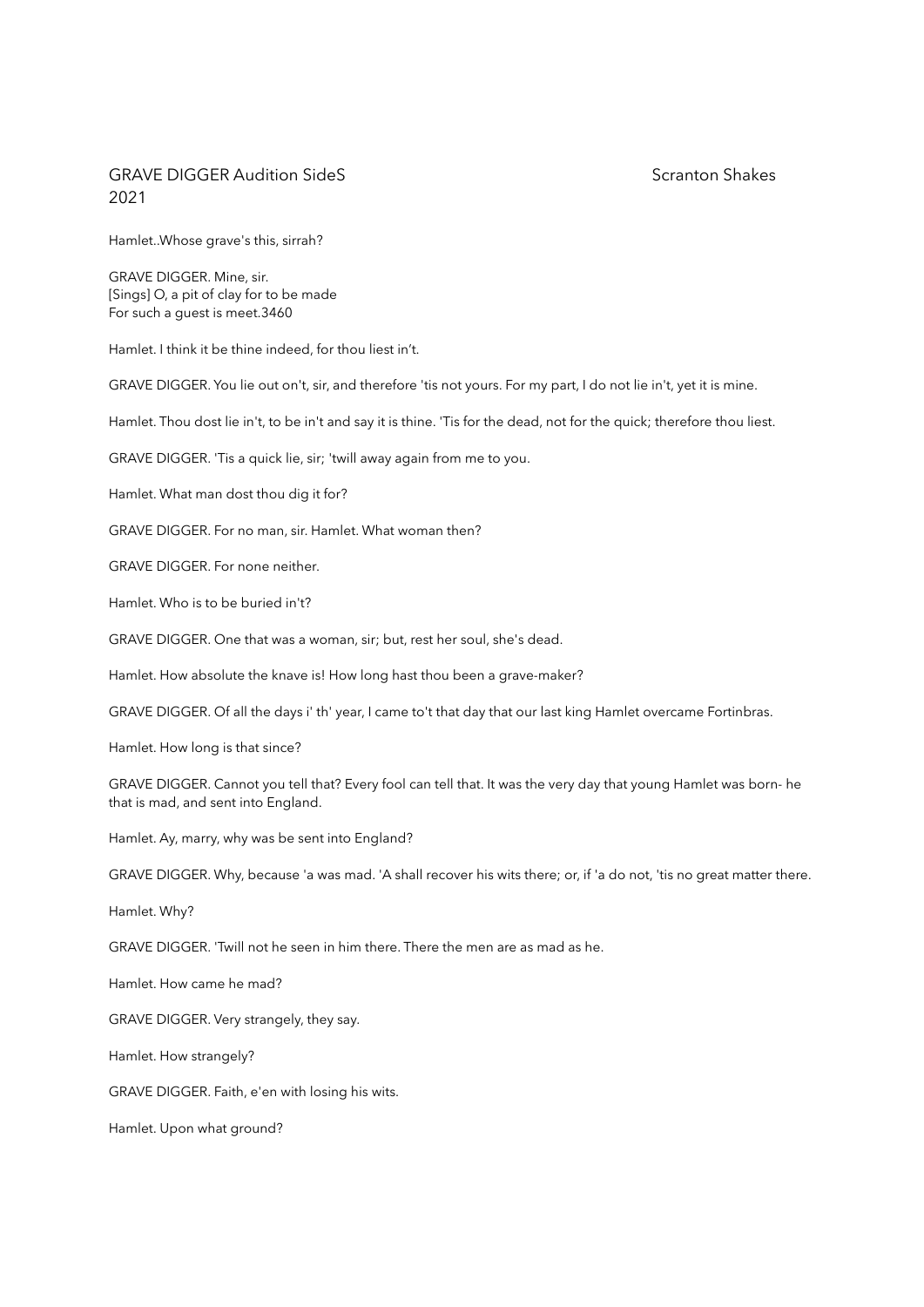GRAVE DIGGER Audition SideS Scranton Shakes
2021

Hamlet..Whose grave's this, sirrah?

GRAVE DIGGER. Mine, sir.
[Sings] O, a pit of clay for to be made
For such a guest is meet.3460

Hamlet. I think it be thine indeed, for thou liest in't.

GRAVE DIGGER. You lie out on't, sir, and therefore 'tis not yours. For my part, I do not lie in't, yet it is mine.

Hamlet. Thou dost lie in't, to be in't and say it is thine. 'Tis for the dead, not for the quick; therefore thou liest.

GRAVE DIGGER. 'Tis a quick lie, sir; 'twill away again from me to you.

Hamlet. What man dost thou dig it for?

GRAVE DIGGER. For no man, sir. Hamlet. What woman then?

GRAVE DIGGER. For none neither.

Hamlet. Who is to be buried in't?

GRAVE DIGGER. One that was a woman, sir; but, rest her soul, she's dead.

Hamlet. How absolute the knave is! How long hast thou been a grave-maker?

GRAVE DIGGER. Of all the days i' th' year, I came to't that day that our last king Hamlet overcame Fortinbras.

Hamlet. How long is that since?

GRAVE DIGGER. Cannot you tell that? Every fool can tell that. It was the very day that young Hamlet was born- he that is mad, and sent into England.

Hamlet. Ay, marry, why was be sent into England?

GRAVE DIGGER. Why, because 'a was mad. 'A shall recover his wits there; or, if 'a do not, 'tis no great matter there.

Hamlet. Why?

GRAVE DIGGER. 'Twill not he seen in him there. There the men are as mad as he.

Hamlet. How came he mad?

GRAVE DIGGER. Very strangely, they say.

Hamlet. How strangely?

GRAVE DIGGER. Faith, e'en with losing his wits.

Hamlet. Upon what ground?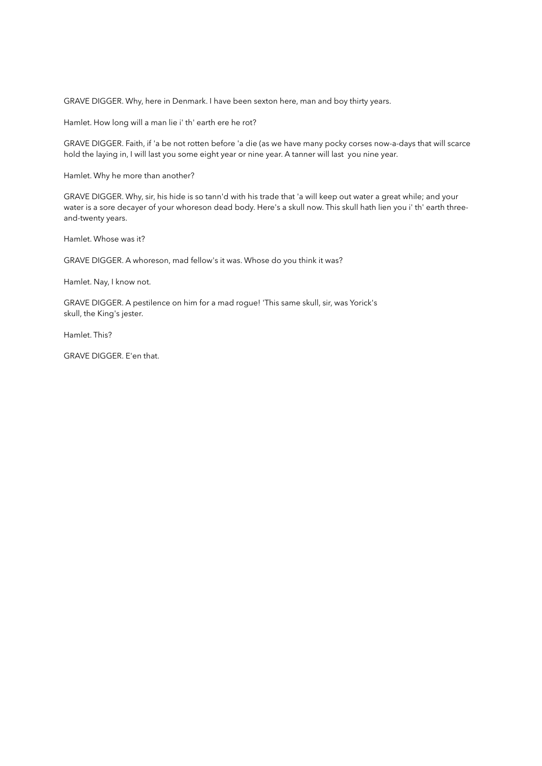GRAVE DIGGER. Why, here in Denmark. I have been sexton here, man and boy thirty years.

Hamlet. How long will a man lie i' th' earth ere he rot?

GRAVE DIGGER. Faith, if 'a be not rotten before 'a die (as we have many pocky corses now-a-days that will scarce hold the laying in, I will last you some eight year or nine year. A tanner will last you nine year.

Hamlet. Why he more than another?

GRAVE DIGGER. Why, sir, his hide is so tann'd with his trade that 'a will keep out water a great while; and your water is a sore decayer of your whoreson dead body. Here's a skull now. This skull hath lien you i' th' earth three-and-twenty years.

Hamlet. Whose was it?

GRAVE DIGGER. A whoreson, mad fellow's it was. Whose do you think it was?

Hamlet. Nay, I know not.

GRAVE DIGGER. A pestilence on him for a mad rogue! 'This same skull, sir, was Yorick's skull, the King's jester.

Hamlet. This?

GRAVE DIGGER. E'en that.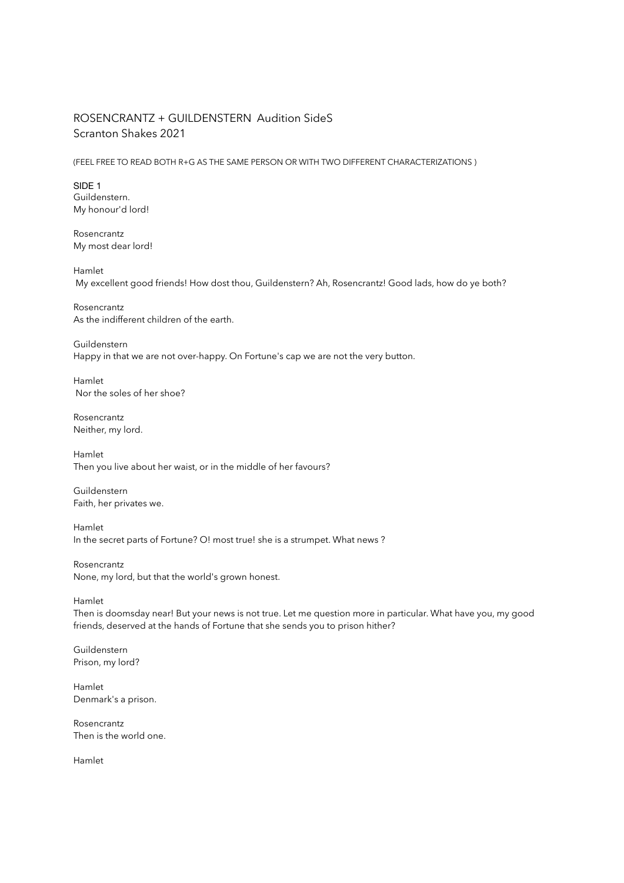# ROSENCRANTZ + GUILDENSTERN Audition SideS

Scranton Shakes 2021

(FEEL FREE TO READ BOTH R+G AS THE SAME PERSON OR WITH TWO DIFFERENT CHARACTERIZATIONS )

## SIDE 1

Guildenstern.
My honour'd lord!

Rosencrantz
My most dear lord!

Hamlet
My excellent good friends! How dost thou, Guildenstern? Ah, Rosencrantz! Good lads, how do ye both?

Rosencrantz
As the indifferent children of the earth.

Guildenstern
Happy in that we are not over-happy. On Fortune's cap we are not the very button.

Hamlet
Nor the soles of her shoe?

Rosencrantz
Neither, my lord.

Hamlet
Then you live about her waist, or in the middle of her favours?

Guildenstern
Faith, her privates we.

Hamlet
In the secret parts of Fortune? O! most true! she is a strumpet. What news ?

Rosencrantz
None, my lord, but that the world's grown honest.

Hamlet
Then is doomsday near! But your news is not true. Let me question more in particular. What have you, my good friends, deserved at the hands of Fortune that she sends you to prison hither?

Guildenstern
Prison, my lord?

Hamlet
Denmark's a prison.

Rosencrantz
Then is the world one.

Hamlet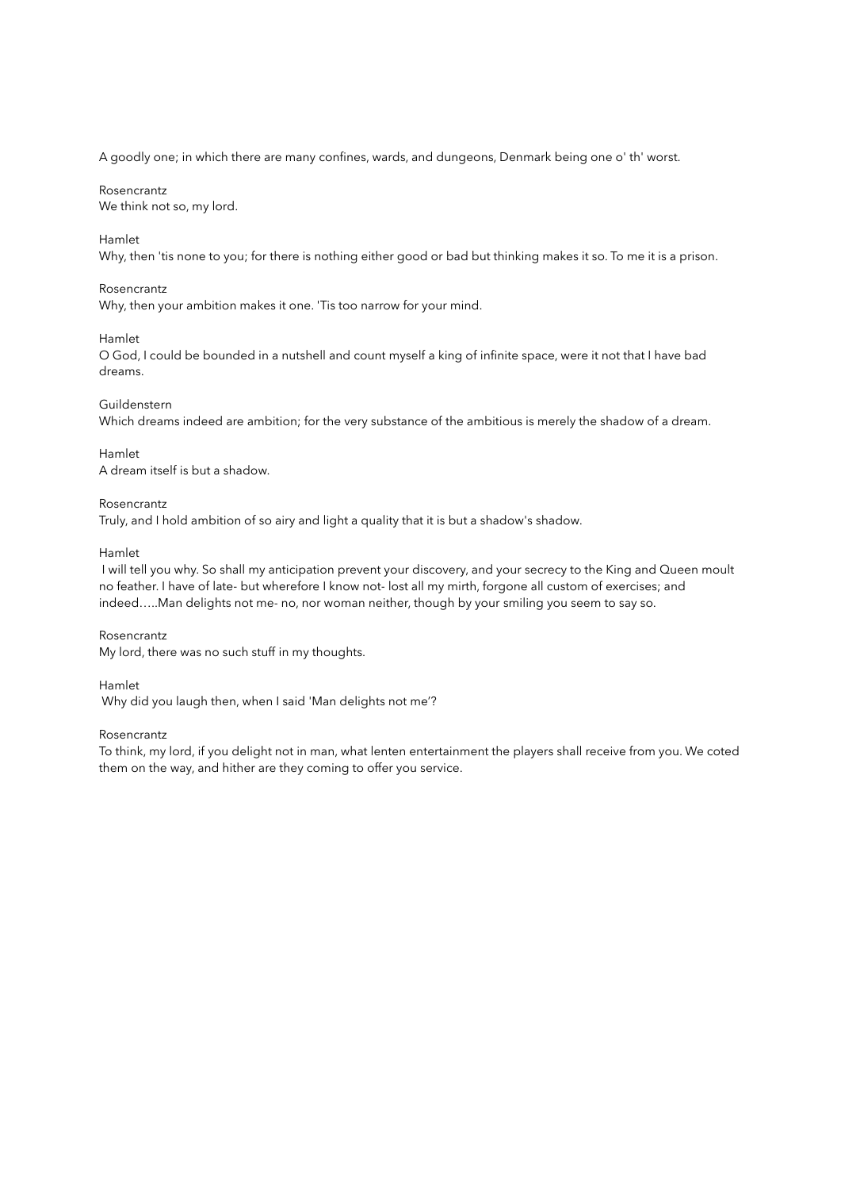A goodly one; in which there are many confines, wards, and dungeons, Denmark being one o' th' worst.

Rosencrantz
We think not so, my lord.

Hamlet
Why, then 'tis none to you; for there is nothing either good or bad but thinking makes it so. To me it is a prison.

Rosencrantz
Why, then your ambition makes it one. 'Tis too narrow for your mind.

Hamlet
O God, I could be bounded in a nutshell and count myself a king of infinite space, were it not that I have bad dreams.

Guildenstern
Which dreams indeed are ambition; for the very substance of the ambitious is merely the shadow of a dream.

Hamlet
A dream itself is but a shadow.

Rosencrantz
Truly, and I hold ambition of so airy and light a quality that it is but a shadow's shadow.

Hamlet
I will tell you why. So shall my anticipation prevent your discovery, and your secrecy to the King and Queen moult no feather. I have of late- but wherefore I know not- lost all my mirth, forgone all custom of exercises; and indeed…..Man delights not me- no, nor woman neither, though by your smiling you seem to say so.

Rosencrantz
My lord, there was no such stuff in my thoughts.

Hamlet
Why did you laugh then, when I said 'Man delights not me'?

Rosencrantz
To think, my lord, if you delight not in man, what lenten entertainment the players shall receive from you. We coted them on the way, and hither are they coming to offer you service.